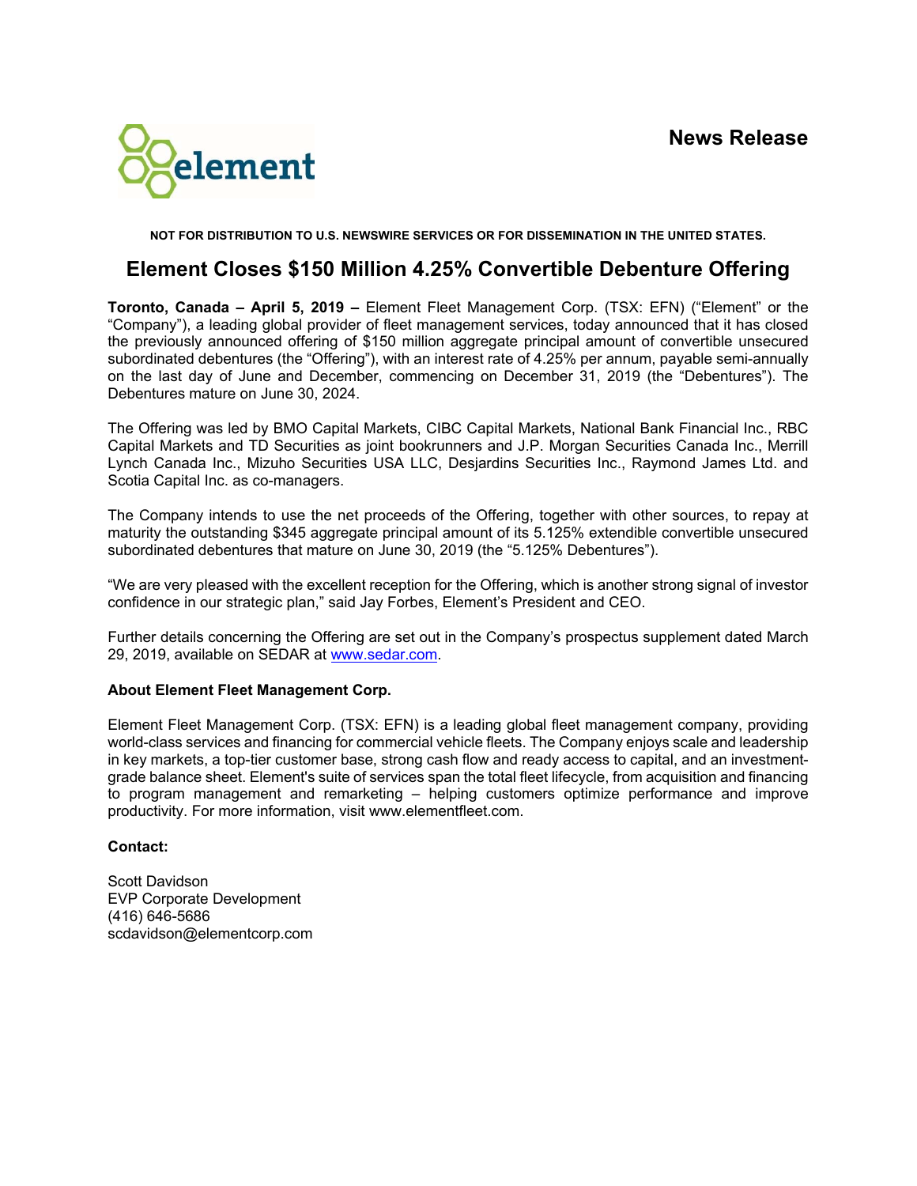**News Release**

NOT FOR DISTRIBUTION TO U.S. NEWSWIRE SERVICES OR FOR DISSEMINATION IN THE UNITED STATES.

# Element Closes $150 Million 4.25% Convertible Debenture Offering

**Toronto, Canada – April 5, 2019 –** Element Fleet Management Corp. (TSX: EFN) ("Element" or the "Company"), a leading global provider of fleet management services, today announced that it has closed the previously announced offering of $150 million aggregate principal amount of convertible unsecured subordinated debentures (the "Offering"), with an interest rate of 4.25% per annum, payable semi-annually on the last day of June and December, commencing on December 31, 2019 (the "Debentures"). The Debentures mature on June 30, 2024.

The Offering was led by BMO Capital Markets, CIBC Capital Markets, National Bank Financial Inc., RBC Capital Markets and TD Securities as joint bookrunners and J.P. Morgan Securities Canada Inc., Merrill Lynch Canada Inc., Mizuho Securities USA LLC, Desjardins Securities Inc., Raymond James Ltd. and Scotia Capital Inc. as co-managers.

The Company intends to use the net proceeds of the Offering, together with other sources, to repay at maturity the outstanding $345 aggregate principal amount of its 5.125% extendible convertible unsecured subordinated debentures that mature on June 30, 2019 (the "5.125% Debentures").

"We are very pleased with the excellent reception for the Offering, which is another strong signal of investor confidence in our strategic plan," said Jay Forbes, Element's President and CEO.

Further details concerning the Offering are set out in the Company's prospectus supplement dated March 29, 2019, available on SEDAR at www.sedar.com.

**About Element Fleet Management Corp.**

Element Fleet Management Corp. (TSX: EFN) is a leading global fleet management company, providing world-class services and financing for commercial vehicle fleets. The Company enjoys scale and leadership in key markets, a top-tier customer base, strong cash flow and ready access to capital, and an investment-grade balance sheet. Element's suite of services span the total fleet lifecycle, from acquisition and financing to program management and remarketing – helping customers optimize performance and improve productivity. For more information, visit www.elementfleet.com.

**Contact:**

Scott Davidson
EVP Corporate Development
(416) 646-5686
scdavidson@elementcorp.com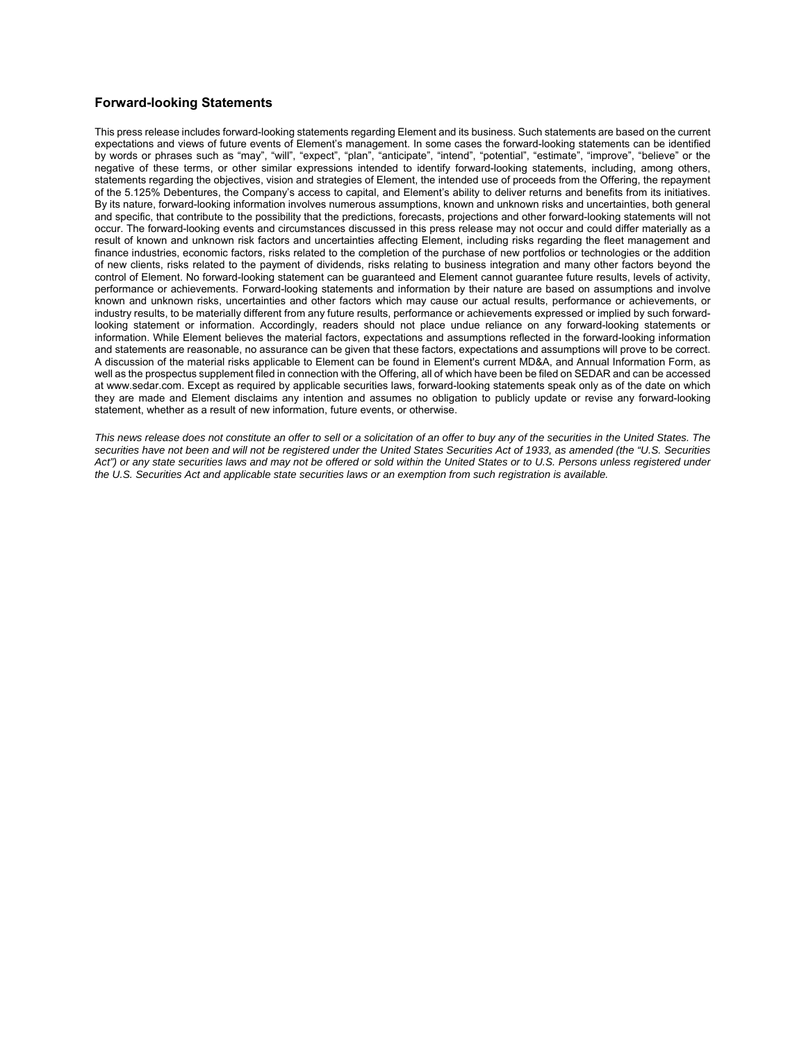## Forward-looking Statements

This press release includes forward-looking statements regarding Element and its business. Such statements are based on the current expectations and views of future events of Element's management. In some cases the forward-looking statements can be identified by words or phrases such as "may", "will", "expect", "plan", "anticipate", "intend", "potential", "estimate", "improve", "believe" or the negative of these terms, or other similar expressions intended to identify forward-looking statements, including, among others, statements regarding the objectives, vision and strategies of Element, the intended use of proceeds from the Offering, the repayment of the 5.125% Debentures, the Company's access to capital, and Element's ability to deliver returns and benefits from its initiatives. By its nature, forward-looking information involves numerous assumptions, known and unknown risks and uncertainties, both general and specific, that contribute to the possibility that the predictions, forecasts, projections and other forward-looking statements will not occur. The forward-looking events and circumstances discussed in this press release may not occur and could differ materially as a result of known and unknown risk factors and uncertainties affecting Element, including risks regarding the fleet management and finance industries, economic factors, risks related to the completion of the purchase of new portfolios or technologies or the addition of new clients, risks related to the payment of dividends, risks relating to business integration and many other factors beyond the control of Element. No forward-looking statement can be guaranteed and Element cannot guarantee future results, levels of activity, performance or achievements. Forward-looking statements and information by their nature are based on assumptions and involve known and unknown risks, uncertainties and other factors which may cause our actual results, performance or achievements, or industry results, to be materially different from any future results, performance or achievements expressed or implied by such forward-looking statement or information. Accordingly, readers should not place undue reliance on any forward-looking statements or information. While Element believes the material factors, expectations and assumptions reflected in the forward-looking information and statements are reasonable, no assurance can be given that these factors, expectations and assumptions will prove to be correct. A discussion of the material risks applicable to Element can be found in Element's current MD&A, and Annual Information Form, as well as the prospectus supplement filed in connection with the Offering, all of which have been be filed on SEDAR and can be accessed at www.sedar.com. Except as required by applicable securities laws, forward-looking statements speak only as of the date on which they are made and Element disclaims any intention and assumes no obligation to publicly update or revise any forward-looking statement, whether as a result of new information, future events, or otherwise.

*This news release does not constitute an offer to sell or a solicitation of an offer to buy any of the securities in the United States. The securities have not been and will not be registered under the United States Securities Act of 1933, as amended (the "U.S. Securities Act") or any state securities laws and may not be offered or sold within the United States or to U.S. Persons unless registered under the U.S. Securities Act and applicable state securities laws or an exemption from such registration is available.*